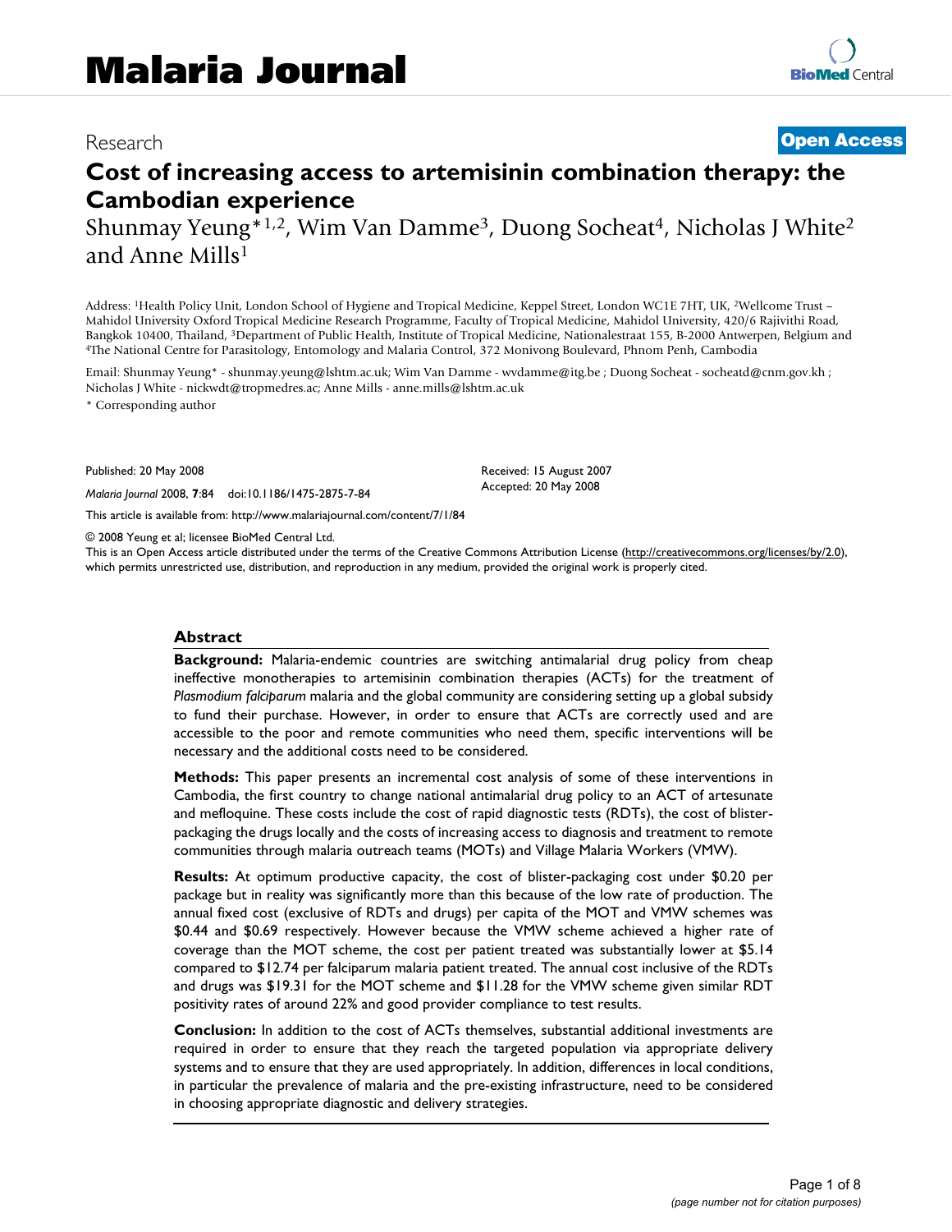Research

**Open Access**

# Cost of increasing access to artemisinin combination therapy: the Cambodian experience

Shunmay Yeung*[1,2], Wim Van Damme[3], Duong Socheat[4], Nicholas J White[2] and Anne Mills[1]

Address: [1]Health Policy Unit, London School of Hygiene and Tropical Medicine, Keppel Street, London WC1E 7HT, UK, [2]Wellcome Trust – Mahidol University Oxford Tropical Medicine Research Programme, Faculty of Tropical Medicine, Mahidol University, 420/6 Rajivithi Road, Bangkok 10400, Thailand, [3]Department of Public Health, Institute of Tropical Medicine, Nationalestraat 155, B-2000 Antwerpen, Belgium and [4]The National Centre for Parasitology, Entomology and Malaria Control, 372 Monivong Boulevard, Phnom Penh, Cambodia

Email: Shunmay Yeung* - shunmay.yeung@lshtm.ac.uk; Wim Van Damme - wvdamme@itg.be ; Duong Socheat - socheatd@cnm.gov.kh ; Nicholas J White - nickwdt@tropmedres.ac; Anne Mills - anne.mills@lshtm.ac.uk

* Corresponding author

Published: 20 May 2008

*Malaria Journal* 2008, **7**:84 doi:10.1186/1475-2875-7-84

Received: 15 August 2007
Accepted: 20 May 2008

This article is available from: http://www.malariajournal.com/content/7/1/84

© 2008 Yeung et al; licensee BioMed Central Ltd.
This is an Open Access article distributed under the terms of the Creative Commons Attribution License (http://creativecommons.org/licenses/by/2.0), which permits unrestricted use, distribution, and reproduction in any medium, provided the original work is properly cited.

## Abstract

**Background:** Malaria-endemic countries are switching antimalarial drug policy from cheap ineffective monotherapies to artemisinin combination therapies (ACTs) for the treatment of *Plasmodium falciparum* malaria and the global community are considering setting up a global subsidy to fund their purchase. However, in order to ensure that ACTs are correctly used and are accessible to the poor and remote communities who need them, specific interventions will be necessary and the additional costs need to be considered.

**Methods:** This paper presents an incremental cost analysis of some of these interventions in Cambodia, the first country to change national antimalarial drug policy to an ACT of artesunate and mefloquine. These costs include the cost of rapid diagnostic tests (RDTs), the cost of blister-packaging the drugs locally and the costs of increasing access to diagnosis and treatment to remote communities through malaria outreach teams (MOTs) and Village Malaria Workers (VMW).

**Results:** At optimum productive capacity, the cost of blister-packaging cost under $0.20 per package but in reality was significantly more than this because of the low rate of production. The annual fixed cost (exclusive of RDTs and drugs) per capita of the MOT and VMW schemes was $0.44 and $0.69 respectively. However because the VMW scheme achieved a higher rate of coverage than the MOT scheme, the cost per patient treated was substantially lower at $5.14 compared to $12.74 per falciparum malaria patient treated. The annual cost inclusive of the RDTs and drugs was $19.31 for the MOT scheme and $11.28 for the VMW scheme given similar RDT positivity rates of around 22% and good provider compliance to test results.

**Conclusion:** In addition to the cost of ACTs themselves, substantial additional investments are required in order to ensure that they reach the targeted population via appropriate delivery systems and to ensure that they are used appropriately. In addition, differences in local conditions, in particular the prevalence of malaria and the pre-existing infrastructure, need to be considered in choosing appropriate diagnostic and delivery strategies.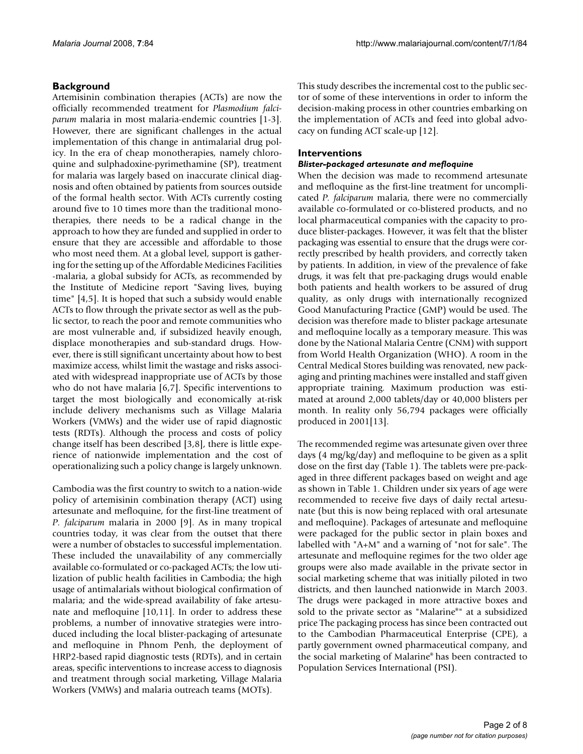## Background

Artemisinin combination therapies (ACTs) are now the officially recommended treatment for *Plasmodium falciparum* malaria in most malaria-endemic countries [1-3]. However, there are significant challenges in the actual implementation of this change in antimalarial drug policy. In the era of cheap monotherapies, namely chloroquine and sulphadoxine-pyrimethamine (SP), treatment for malaria was largely based on inaccurate clinical diagnosis and often obtained by patients from sources outside of the formal health sector. With ACTs currently costing around five to 10 times more than the traditional monotherapies, there needs to be a radical change in the approach to how they are funded and supplied in order to ensure that they are accessible and affordable to those who most need them. At a global level, support is gathering for the setting up of the Affordable Medicines Facilities -malaria, a global subsidy for ACTs, as recommended by the Institute of Medicine report "Saving lives, buying time" [4,5]. It is hoped that such a subsidy would enable ACTs to flow through the private sector as well as the public sector, to reach the poor and remote communities who are most vulnerable and, if subsidized heavily enough, displace monotherapies and sub-standard drugs. However, there is still significant uncertainty about how to best maximize access, whilst limit the wastage and risks associated with widespread inappropriate use of ACTs by those who do not have malaria [6,7]. Specific interventions to target the most biologically and economically at-risk include delivery mechanisms such as Village Malaria Workers (VMWs) and the wider use of rapid diagnostic tests (RDTs). Although the process and costs of policy change itself has been described [3,8], there is little experience of nationwide implementation and the cost of operationalizing such a policy change is largely unknown.

Cambodia was the first country to switch to a nation-wide policy of artemisinin combination therapy (ACT) using artesunate and mefloquine, for the first-line treatment of *P. falciparum* malaria in 2000 [9]. As in many tropical countries today, it was clear from the outset that there were a number of obstacles to successful implementation. These included the unavailability of any commercially available co-formulated or co-packaged ACTs; the low utilization of public health facilities in Cambodia; the high usage of antimalarials without biological confirmation of malaria; and the wide-spread availability of fake artesunate and mefloquine [10,11]. In order to address these problems, a number of innovative strategies were introduced including the local blister-packaging of artesunate and mefloquine in Phnom Penh, the deployment of HRP2-based rapid diagnostic tests (RDTs), and in certain areas, specific interventions to increase access to diagnosis and treatment through social marketing, Village Malaria Workers (VMWs) and malaria outreach teams (MOTs).

This study describes the incremental cost to the public sector of some of these interventions in order to inform the decision-making process in other countries embarking on the implementation of ACTs and feed into global advocacy on funding ACT scale-up [12].

## Interventions

### *Blister-packaged artesunate and mefloquine*

When the decision was made to recommend artesunate and mefloquine as the first-line treatment for uncomplicated *P. falciparum* malaria, there were no commercially available co-formulated or co-blistered products, and no local pharmaceutical companies with the capacity to produce blister-packages. However, it was felt that the blister packaging was essential to ensure that the drugs were correctly prescribed by health providers, and correctly taken by patients. In addition, in view of the prevalence of fake drugs, it was felt that pre-packaging drugs would enable both patients and health workers to be assured of drug quality, as only drugs with internationally recognized Good Manufacturing Practice (GMP) would be used. The decision was therefore made to blister package artesunate and mefloquine locally as a temporary measure. This was done by the National Malaria Centre (CNM) with support from World Health Organization (WHO). A room in the Central Medical Stores building was renovated, new packaging and printing machines were installed and staff given appropriate training. Maximum production was estimated at around 2,000 tablets/day or 40,000 blisters per month. In reality only 56,794 packages were officially produced in 2001[13].

The recommended regime was artesunate given over three days (4 mg/kg/day) and mefloquine to be given as a split dose on the first day (Table 1). The tablets were pre-packaged in three different packages based on weight and age as shown in Table 1. Children under six years of age were recommended to receive five days of daily rectal artesunate (but this is now being replaced with oral artesunate and mefloquine). Packages of artesunate and mefloquine were packaged for the public sector in plain boxes and labelled with "A+M" and a warning of "not for sale". The artesunate and mefloquine regimes for the two older age groups were also made available in the private sector in social marketing scheme that was initially piloted in two districts, and then launched nationwide in March 2003. The drugs were packaged in more attractive boxes and sold to the private sector as "Malarine®" at a subsidized price The packaging process has since been contracted out to the Cambodian Pharmaceutical Enterprise (CPE), a partly government owned pharmaceutical company, and the social marketing of Malarine® has been contracted to Population Services International (PSI).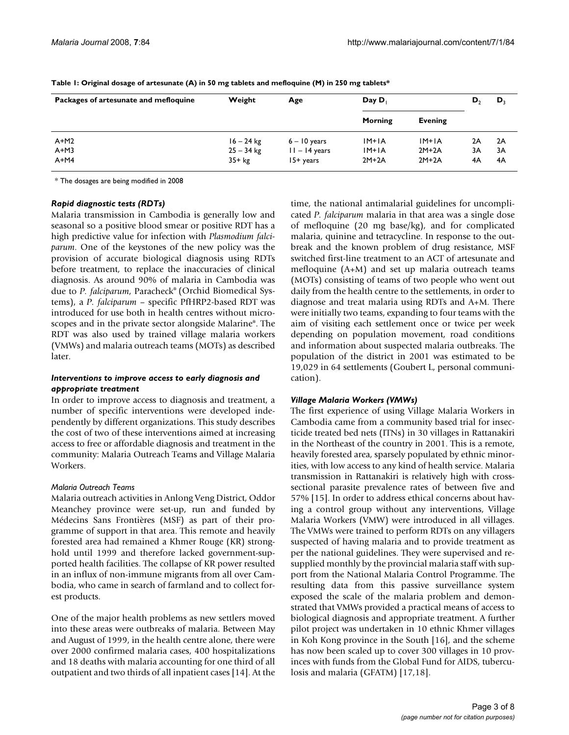**Table 1: Original dosage of artesunate (A) in 50 mg tablets and mefloquine (M) in 250 mg tablets***

| Packages of artesunate and mefloquine | Weight | Age | Day $D_1$ | | $D_2$ | $D_3$ |
|---|---|---|---|---|---|---|
| | | | Morning | Evening | | |
| A+M2 | 16 – 24 kg | 6 – 10 years | 1M+1A | 1M+1A | 2A | 2A |
| A+M3 | 25 – 34 kg | 11 – 14 years | 1M+1A | 2M+2A | 3A | 3A |
| A+M4 | 35+ kg | 15+ years | 2M+2A | 2M+2A | 4A | 4A |

* The dosages are being modified in 2008

### *Rapid diagnostic tests (RDTs)*

Malaria transmission in Cambodia is generally low and seasonal so a positive blood smear or positive RDT has a high predictive value for infection with *Plasmodium falciparum*. One of the keystones of the new policy was the provision of accurate biological diagnosis using RDTs before treatment, to replace the inaccuracies of clinical diagnosis. As around 90% of malaria in Cambodia was due to *P. falciparum*, Paracheck® (Orchid Biomedical Systems), a *P. falciparum* – specific PfHRP2-based RDT was introduced for use both in health centres without microscopes and in the private sector alongside Malarine®. The RDT was also used by trained village malaria workers (VMWs) and malaria outreach teams (MOTs) as described later.

### *Interventions to improve access to early diagnosis and appropriate treatment*

In order to improve access to diagnosis and treatment, a number of specific interventions were developed independently by different organizations. This study describes the cost of two of these interventions aimed at increasing access to free or affordable diagnosis and treatment in the community: Malaria Outreach Teams and Village Malaria Workers.

#### *Malaria Outreach Teams*

Malaria outreach activities in Anlong Veng District, Oddor Meanchey province were set-up, run and funded by Médecins Sans Frontières (MSF) as part of their programme of support in that area. This remote and heavily forested area had remained a Khmer Rouge (KR) stronghold until 1999 and therefore lacked government-supported health facilities. The collapse of KR power resulted in an influx of non-immune migrants from all over Cambodia, who came in search of farmland and to collect forest products.

One of the major health problems as new settlers moved into these areas were outbreaks of malaria. Between May and August of 1999, in the health centre alone, there were over 2000 confirmed malaria cases, 400 hospitalizations and 18 deaths with malaria accounting for one third of all outpatient and two thirds of all inpatient cases [14]. At the time, the national antimalarial guidelines for uncomplicated *P. falciparum* malaria in that area was a single dose of mefloquine (20 mg base/kg), and for complicated malaria, quinine and tetracycline. In response to the outbreak and the known problem of drug resistance, MSF switched first-line treatment to an ACT of artesunate and mefloquine (A+M) and set up malaria outreach teams (MOTs) consisting of teams of two people who went out daily from the health centre to the settlements, in order to diagnose and treat malaria using RDTs and A+M. There were initially two teams, expanding to four teams with the aim of visiting each settlement once or twice per week depending on population movement, road conditions and information about suspected malaria outbreaks. The population of the district in 2001 was estimated to be 19,029 in 64 settlements (Goubert L, personal communication).

### *Village Malaria Workers (VMWs)*

The first experience of using Village Malaria Workers in Cambodia came from a community based trial for insecticide treated bed nets (ITNs) in 30 villages in Rattanakiri in the Northeast of the country in 2001. This is a remote, heavily forested area, sparsely populated by ethnic minorities, with low access to any kind of health service. Malaria transmission in Rattanakiri is relatively high with cross-sectional parasite prevalence rates of between five and 57% [15]. In order to address ethical concerns about having a control group without any interventions, Village Malaria Workers (VMW) were introduced in all villages. The VMWs were trained to perform RDTs on any villagers suspected of having malaria and to provide treatment as per the national guidelines. They were supervised and re-supplied monthly by the provincial malaria staff with support from the National Malaria Control Programme. The resulting data from this passive surveillance system exposed the scale of the malaria problem and demonstrated that VMWs provided a practical means of access to biological diagnosis and appropriate treatment. A further pilot project was undertaken in 10 ethnic Khmer villages in Koh Kong province in the South [16], and the scheme has now been scaled up to cover 300 villages in 10 provinces with funds from the Global Fund for AIDS, tuberculosis and malaria (GFATM) [17,18].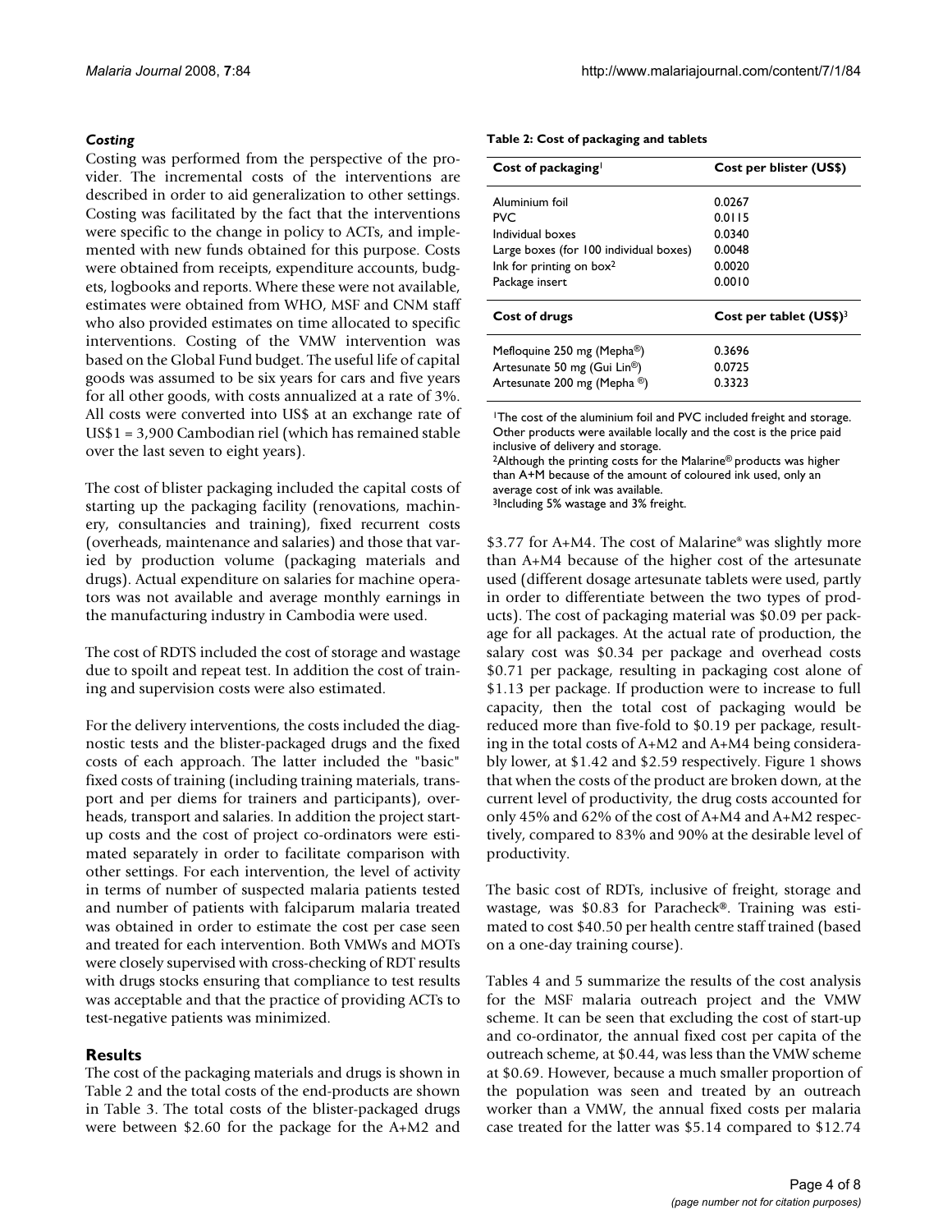### *Costing*

Costing was performed from the perspective of the provider. The incremental costs of the interventions are described in order to aid generalization to other settings. Costing was facilitated by the fact that the interventions were specific to the change in policy to ACTs, and implemented with new funds obtained for this purpose. Costs were obtained from receipts, expenditure accounts, budgets, logbooks and reports. Where these were not available, estimates were obtained from WHO, MSF and CNM staff who also provided estimates on time allocated to specific interventions. Costing of the VMW intervention was based on the Global Fund budget. The useful life of capital goods was assumed to be six years for cars and five years for all other goods, with costs annualized at a rate of 3%. All costs were converted into US$ at an exchange rate of US$1 = 3,900 Cambodian riel (which has remained stable over the last seven to eight years).

The cost of blister packaging included the capital costs of starting up the packaging facility (renovations, machinery, consultancies and training), fixed recurrent costs (overheads, maintenance and salaries) and those that varied by production volume (packaging materials and drugs). Actual expenditure on salaries for machine operators was not available and average monthly earnings in the manufacturing industry in Cambodia were used.

The cost of RDTS included the cost of storage and wastage due to spoilt and repeat test. In addition the cost of training and supervision costs were also estimated.

For the delivery interventions, the costs included the diagnostic tests and the blister-packaged drugs and the fixed costs of each approach. The latter included the "basic" fixed costs of training (including training materials, transport and per diems for trainers and participants), overheads, transport and salaries. In addition the project start-up costs and the cost of project co-ordinators were estimated separately in order to facilitate comparison with other settings. For each intervention, the level of activity in terms of number of suspected malaria patients tested and number of patients with falciparum malaria treated was obtained in order to estimate the cost per case seen and treated for each intervention. Both VMWs and MOTs were closely supervised with cross-checking of RDT results with drugs stocks ensuring that compliance to test results was acceptable and that the practice of providing ACTs to test-negative patients was minimized.

## Results

The cost of the packaging materials and drugs is shown in Table 2 and the total costs of the end-products are shown in Table 3. The total costs of the blister-packaged drugs were between $2.60 for the package for the A+M2 and $3.77 for A+M4. The cost of Malarine® was slightly more than A+M4 because of the higher cost of the artesunate used (different dosage artesunate tablets were used, partly in order to differentiate between the two types of products). The cost of packaging material was $0.09 per package for all packages. At the actual rate of production, the salary cost was $0.34 per package and overhead costs $0.71 per package, resulting in packaging cost alone of $1.13 per package. If production were to increase to full capacity, then the total cost of packaging would be reduced more than five-fold to $0.19 per package, resulting in the total costs of A+M2 and A+M4 being considerably lower, at $1.42 and $2.59 respectively. Figure 1 shows that when the costs of the product are broken down, at the current level of productivity, the drug costs accounted for only 45% and 62% of the cost of A+M4 and A+M2 respectively, compared to 83% and 90% at the desirable level of productivity.

**Table 2: Cost of packaging and tablets**

| Cost of packaging[1] | Cost per blister (US$) |
|---|---|
| Aluminium foil | 0.0267 |
| PVC | 0.0115 |
| Individual boxes | 0.0340 |
| Large boxes (for 100 individual boxes) | 0.0048 |
| Ink for printing on box[2] | 0.0020 |
| Package insert | 0.0010 |
| **Cost of drugs** | **Cost per tablet (US$)[3]** |
| Mefloquine 250 mg (Mepha®) | 0.3696 |
| Artesunate 50 mg (Gui Lin®) | 0.0725 |
| Artesunate 200 mg (Mepha ®) | 0.3323 |

[1]The cost of the aluminium foil and PVC included freight and storage. Other products were available locally and the cost is the price paid inclusive of delivery and storage.
[2]Although the printing costs for the Malarine® products was higher than A+M because of the amount of coloured ink used, only an average cost of ink was available.
[3]Including 5% wastage and 3% freight.

The basic cost of RDTs, inclusive of freight, storage and wastage, was $0.83 for Paracheck®. Training was estimated to cost $40.50 per health centre staff trained (based on a one-day training course).

Tables 4 and 5 summarize the results of the cost analysis for the MSF malaria outreach project and the VMW scheme. It can be seen that excluding the cost of start-up and co-ordinator, the annual fixed cost per capita of the outreach scheme, at $0.44, was less than the VMW scheme at $0.69. However, because a much smaller proportion of the population was seen and treated by an outreach worker than a VMW, the annual fixed costs per malaria case treated for the latter was $5.14 compared to $12.74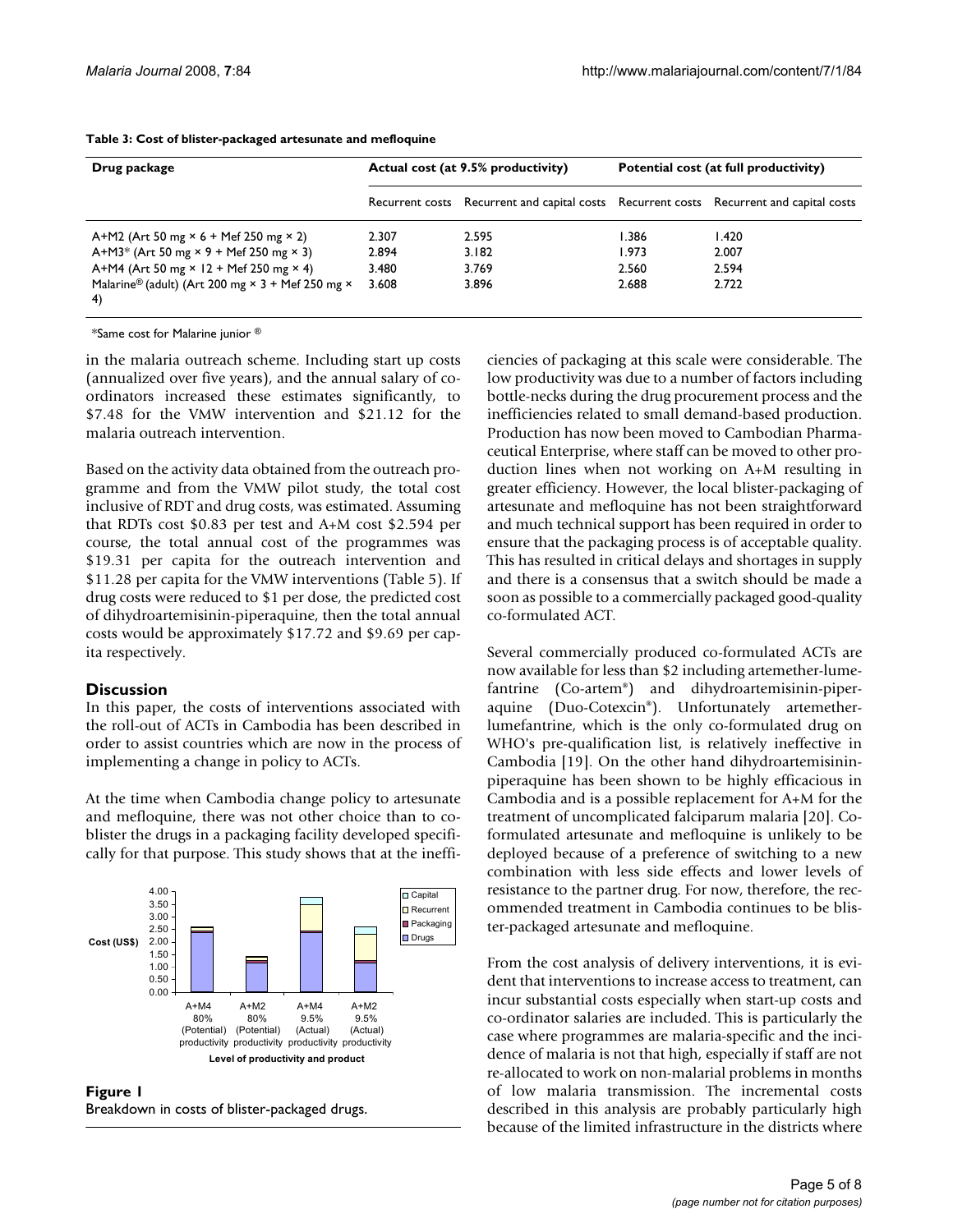**Table 3: Cost of blister-packaged artesunate and mefloquine**

| Drug package | Actual cost (at 9.5% productivity) | | Potential cost (at full productivity) | |
|---|---|---|---|---|
| | Recurrent costs | Recurrent and capital costs | Recurrent costs | Recurrent and capital costs |
| A+M2 (Art 50 mg × 6 + Mef 250 mg × 2) | 2.307 | 2.595 | 1.386 | 1.420 |
| A+M3* (Art 50 mg × 9 + Mef 250 mg × 3) | 2.894 | 3.182 | 1.973 | 2.007 |
| A+M4 (Art 50 mg × 12 + Mef 250 mg × 4) | 3.480 | 3.769 | 2.560 | 2.594 |
| Malarine® (adult) (Art 200 mg × 3 + Mef 250 mg × 4) | 3.608 | 3.896 | 2.688 | 2.722 |

*Same cost for Malarine junior ®

in the malaria outreach scheme. Including start up costs (annualized over five years), and the annual salary of co-ordinators increased these estimates significantly, to $7.48 for the VMW intervention and $21.12 for the malaria outreach intervention.

Based on the activity data obtained from the outreach programme and from the VMW pilot study, the total cost inclusive of RDT and drug costs, was estimated. Assuming that RDTs cost $0.83 per test and A+M cost $2.594 per course, the total annual cost of the programmes was $19.31 per capita for the outreach intervention and $11.28 per capita for the VMW interventions (Table 5). If drug costs were reduced to $1 per dose, the predicted cost of dihydroartemisinin-piperaquine, then the total annual costs would be approximately $17.72 and $9.69 per capita respectively.

## Discussion

In this paper, the costs of interventions associated with the roll-out of ACTs in Cambodia has been described in order to assist countries which are now in the process of implementing a change in policy to ACTs.

At the time when Cambodia change policy to artesunate and mefloquine, there was not other choice than to co-blister the drugs in a packaging facility developed specifically for that purpose. This study shows that at the inefficiencies of packaging at this scale were considerable. The low productivity was due to a number of factors including bottle-necks during the drug procurement process and the inefficiencies related to small demand-based production. Production has now been moved to Cambodian Pharmaceutical Enterprise, where staff can be moved to other production lines when not working on A+M resulting in greater efficiency. However, the local blister-packaging of artesunate and mefloquine has not been straightforward and much technical support has been required in order to ensure that the packaging process is of acceptable quality. This has resulted in critical delays and shortages in supply and there is a consensus that a switch should be made a soon as possible to a commercially packaged good-quality co-formulated ACT.

**Figure 1**
Breakdown in costs of blister-packaged drugs.

Several commercially produced co-formulated ACTs are now available for less than $2 including artemether-lumefantrine (Co-artem®) and dihydroartemisinin-piperaquine (Duo-Cotexcin®). Unfortunately artemether-lumefantrine, which is the only co-formulated drug on WHO's pre-qualification list, is relatively ineffective in Cambodia [19]. On the other hand dihydroartemisinin-piperaquine has been shown to be highly efficacious in Cambodia and is a possible replacement for A+M for the treatment of uncomplicated falciparum malaria [20]. Co-formulated artesunate and mefloquine is unlikely to be deployed because of a preference of switching to a new combination with less side effects and lower levels of resistance to the partner drug. For now, therefore, the recommended treatment in Cambodia continues to be blister-packaged artesunate and mefloquine.

From the cost analysis of delivery interventions, it is evident that interventions to increase access to treatment, can incur substantial costs especially when start-up costs and co-ordinator salaries are included. This is particularly the case where programmes are malaria-specific and the incidence of malaria is not that high, especially if staff are not re-allocated to work on non-malarial problems in months of low malaria transmission. The incremental costs described in this analysis are probably particularly high because of the limited infrastructure in the districts where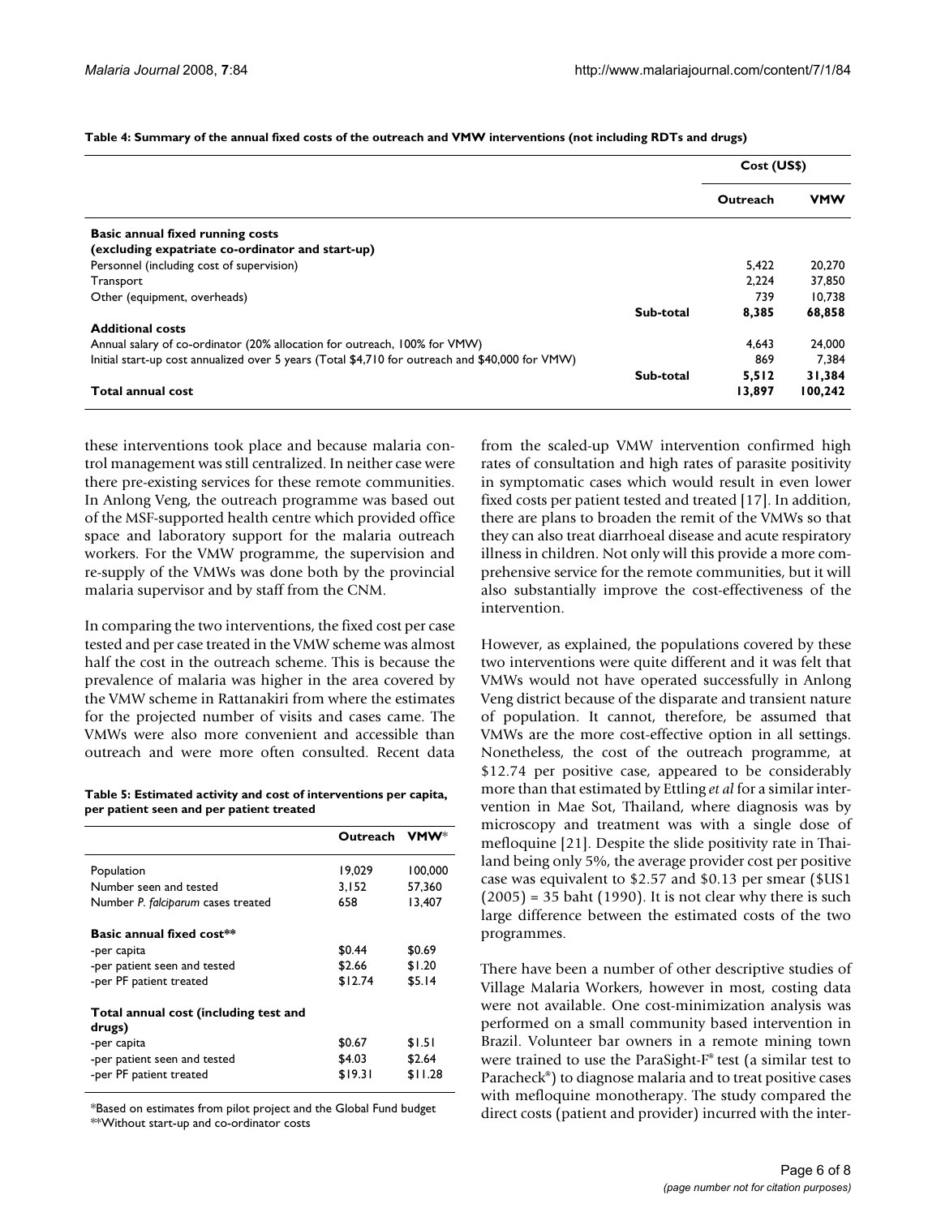**Table 4: Summary of the annual fixed costs of the outreach and VMW interventions (not including RDTs and drugs)**

| | | Cost (US$) | |
|---|---|---|---|
| | | **Outreach** | **VMW** |
| **Basic annual fixed running costs (excluding expatriate co-ordinator and start-up)** | | | |
| Personnel (including cost of supervision) | | 5,422 | 20,270 |
| Transport | | 2,224 | 37,850 |
| Other (equipment, overheads) | | 739 | 10,738 |
| | **Sub-total** | **8,385** | **68,858** |
| **Additional costs** | | | |
| Annual salary of co-ordinator (20% allocation for outreach, 100% for VMW) | | 4,643 | 24,000 |
| Initial start-up cost annualized over 5 years (Total $4,710 for outreach and $40,000 for VMW) | | 869 | 7,384 |
| | **Sub-total** | **5,512** | **31,384** |
| **Total annual cost** | | **13,897** | **100,242** |

these interventions took place and because malaria control management was still centralized. In neither case were there pre-existing services for these remote communities. In Anlong Veng, the outreach programme was based out of the MSF-supported health centre which provided office space and laboratory support for the malaria outreach workers. For the VMW programme, the supervision and re-supply of the VMWs was done both by the provincial malaria supervisor and by staff from the CNM.

In comparing the two interventions, the fixed cost per case tested and per case treated in the VMW scheme was almost half the cost in the outreach scheme. This is because the prevalence of malaria was higher in the area covered by the VMW scheme in Rattanakiri from where the estimates for the projected number of visits and cases came. The VMWs were also more convenient and accessible than outreach and were more often consulted. Recent data

**Table 5: Estimated activity and cost of interventions per capita, per patient seen and per patient treated**

| | Outreach | VMW* |
|---|---|---|
| Population | 19,029 | 100,000 |
| Number seen and tested | 3,152 | 57,360 |
| Number *P. falciparum* cases treated | 658 | 13,407 |
| **Basic annual fixed cost**** | | |
| -per capita | $0.44 | $0.69 |
| -per patient seen and tested | $2.66 | $1.20 |
| -per PF patient treated | $12.74 | $5.14 |
| **Total annual cost (including test and drugs)** | | |
| -per capita | $0.67 | $1.51 |
| -per patient seen and tested | $4.03 | $2.64 |
| -per PF patient treated | $19.31 | $11.28 |

*Based on estimates from pilot project and the Global Fund budget
**Without start-up and co-ordinator costs

from the scaled-up VMW intervention confirmed high rates of consultation and high rates of parasite positivity in symptomatic cases which would result in even lower fixed costs per patient tested and treated [17]. In addition, there are plans to broaden the remit of the VMWs so that they can also treat diarrhoeal disease and acute respiratory illness in children. Not only will this provide a more comprehensive service for the remote communities, but it will also substantially improve the cost-effectiveness of the intervention.

However, as explained, the populations covered by these two interventions were quite different and it was felt that VMWs would not have operated successfully in Anlong Veng district because of the disparate and transient nature of population. It cannot, therefore, be assumed that VMWs are the more cost-effective option in all settings. Nonetheless, the cost of the outreach programme, at $12.74 per positive case, appeared to be considerably more than that estimated by Ettling *et al* for a similar intervention in Mae Sot, Thailand, where diagnosis was by microscopy and treatment was with a single dose of mefloquine [21]. Despite the slide positivity rate in Thailand being only 5%, the average provider cost per positive case was equivalent to $2.57 and $0.13 per smear ($US1 (2005) = 35 baht (1990). It is not clear why there is such large difference between the estimated costs of the two programmes.

There have been a number of other descriptive studies of Village Malaria Workers, however in most, costing data were not available. One cost-minimization analysis was performed on a small community based intervention in Brazil. Volunteer bar owners in a remote mining town were trained to use the ParaSight-F® test (a similar test to Paracheck®) to diagnose malaria and to treat positive cases with mefloquine monotherapy. The study compared the direct costs (patient and provider) incurred with the inter-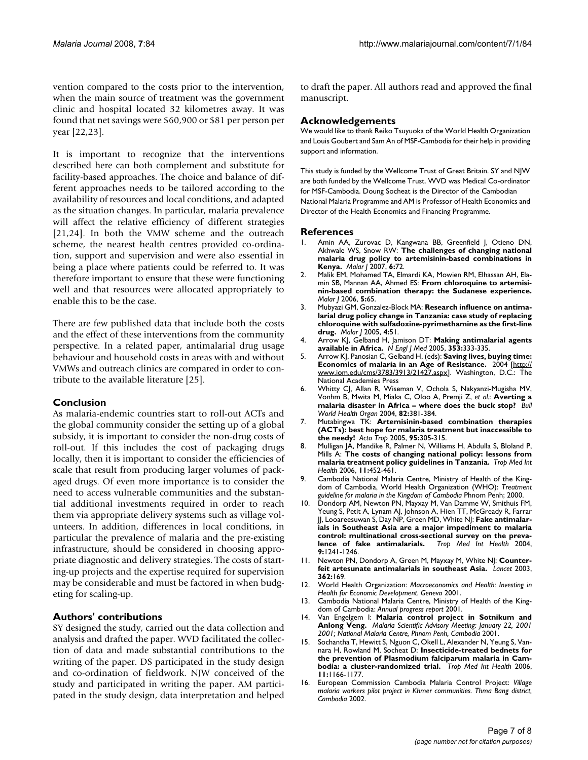vention compared to the costs prior to the intervention, when the main source of treatment was the government clinic and hospital located 32 kilometres away. It was found that net savings were $60,900 or $81 per person per year [22,23].

It is important to recognize that the interventions described here can both complement and substitute for facility-based approaches. The choice and balance of different approaches needs to be tailored according to the availability of resources and local conditions, and adapted as the situation changes. In particular, malaria prevalence will affect the relative efficiency of different strategies [21,24]. In both the VMW scheme and the outreach scheme, the nearest health centres provided co-ordination, support and supervision and were also essential in being a place where patients could be referred to. It was therefore important to ensure that these were functioning well and that resources were allocated appropriately to enable this to be the case.

There are few published data that include both the costs and the effect of these interventions from the community perspective. In a related paper, antimalarial drug usage behaviour and household costs in areas with and without VMWs and outreach clinics are compared in order to contribute to the available literature [25].

## Conclusion

As malaria-endemic countries start to roll-out ACTs and the global community consider the setting up of a global subsidy, it is important to consider the non-drug costs of roll-out. If this includes the cost of packaging drugs locally, then it is important to consider the efficiencies of scale that result from producing larger volumes of packaged drugs. Of even more importance is to consider the need to access vulnerable communities and the substantial additional investments required in order to reach them via appropriate delivery systems such as village volunteers. In addition, differences in local conditions, in particular the prevalence of malaria and the pre-existing infrastructure, should be considered in choosing appropriate diagnostic and delivery strategies. The costs of starting-up projects and the expertise required for supervision may be considerable and must be factored in when budgeting for scaling-up.

## Authors' contributions

SY designed the study, carried out the data collection and analysis and drafted the paper. WVD facilitated the collection of data and made substantial contributions to the writing of the paper. DS participated in the study design and co-ordination of fieldwork. NJW conceived of the study and participated in writing the paper. AM participated in the study design, data interpretation and helped to draft the paper. All authors read and approved the final manuscript.

## Acknowledgements

We would like to thank Reiko Tsuyuoka of the World Health Organization and Louis Goubert and Sam An of MSF-Cambodia for their help in providing support and information.

This study is funded by the Wellcome Trust of Great Britain. SY and NJW are both funded by the Wellcome Trust. WVD was Medical Co-ordinator for MSF-Cambodia. Doung Socheat is the Director of the Cambodian National Malaria Programme and AM is Professor of Health Economics and Director of the Health Economics and Financing Programme.

## References

1. Amin AA, Zurovac D, Kangwana BB, Greenfield J, Otieno DN, Akhwale WS, Snow RW: **The challenges of changing national malaria drug policy to artemisinin-based combinations in Kenya.** *Malar J* 2007, **6:**72.
2. Malik EM, Mohamed TA, Elmardi KA, Mowien RM, Elhassan AH, Elamin SB, Mannan AA, Ahmed ES: **From chloroquine to artemisinin-based combination therapy: the Sudanese experience.** *Malar J* 2006, **5:**65.
3. Mubyazi GM, Gonzalez-Block MA: **Research influence on antimalarial drug policy change in Tanzania: case study of replacing chloroquine with sulfadoxine-pyrimethamine as the first-line drug.** *Malar J* 2005, **4:**51.
4. Arrow KJ, Gelband H, Jamison DT: **Making antimalarial agents available in Africa.** *N Engl J Med* 2005, **353:**333-335.
5. Arrow KJ, Panosian C, Gelband H, (eds): **Saving lives, buying time: Economics of malaria in an Age of Resistance.** 2004 [http://www.iom.edu/cms/3783/3913/21427.aspx]. Washington, D.C.: The National Academies Press
6. Whitty CJ, Allan R, Wiseman V, Ochola S, Nakyanzi-Mugisha MV, Vonhm B, Mwita M, Miaka C, Oloo A, Premji Z, *et al.*: **Averting a malaria disaster in Africa – where does the buck stop?** *Bull World Health Organ* 2004, **82:**381-384.
7. Mutabingwa TK: **Artemisinin-based combination therapies (ACTs): best hope for malaria treatment but inaccessible to the needy!** *Acta Trop* 2005, **95:**305-315.
8. Mulligan JA, Mandike R, Palmer N, Williams H, Abdulla S, Bloland P, Mills A: **The costs of changing national policy: lessons from malaria treatment policy guidelines in Tanzania.** *Trop Med Int Health* 2006, **11:**452-461.
9. Cambodia National Malaria Centre, Ministry of Health of the Kingdom of Cambodia, World Health Organization (WHO): *Treatment guideline for malaria in the Kingdom of Cambodia* Phnom Penh; 2000.
10. Dondorp AM, Newton PN, Mayxay M, Van Damme W, Smithuis FM, Yeung S, Petit A, Lynam AJ, Johnson A, Hien TT, McGready R, Farrar JJ, Looareesuwan S, Day NP, Green MD, White NJ: **Fake antimalarials in Southeast Asia are a major impediment to malaria control: multinational cross-sectional survey on the prevalence of fake antimalarials.** *Trop Med Int Health* 2004, **9:**1241-1246.
11. Newton PN, Dondorp A, Green M, Mayxay M, White NJ: **Counterfeit artesunate antimalarials in southeast Asia.** *Lancet* 2003, **362:**169.
12. World Health Organization: *Macroeconomics and Health: Investing in Health for Economic Development. Geneva* 2001.
13. Cambodia National Malaria Centre, Ministry of Health of the Kingdom of Cambodia: *Annual progress report* 2001.
14. Van Engelgem I: **Malaria control project in Sotnikum and Anlong Veng.** *Malaria Scientific Advisory Meeting: January 22, 2001 2001; National Malaria Centre, Phnom Penh, Cambodia* 2001.
15. Sochantha T, Hewitt S, Nguon C, Okell L, Alexander N, Yeung S, Vannara H, Rowland M, Socheat D: **Insecticide-treated bednets for the prevention of Plasmodium falciparum malaria in Cambodia: a cluster-randomized trial.** *Trop Med Int Health* 2006, **11:**1166-1177.
16. European Commission Cambodia Malaria Control Project: *Village malaria workers pilot project in Khmer communities. Thma Bang district, Cambodia* 2002.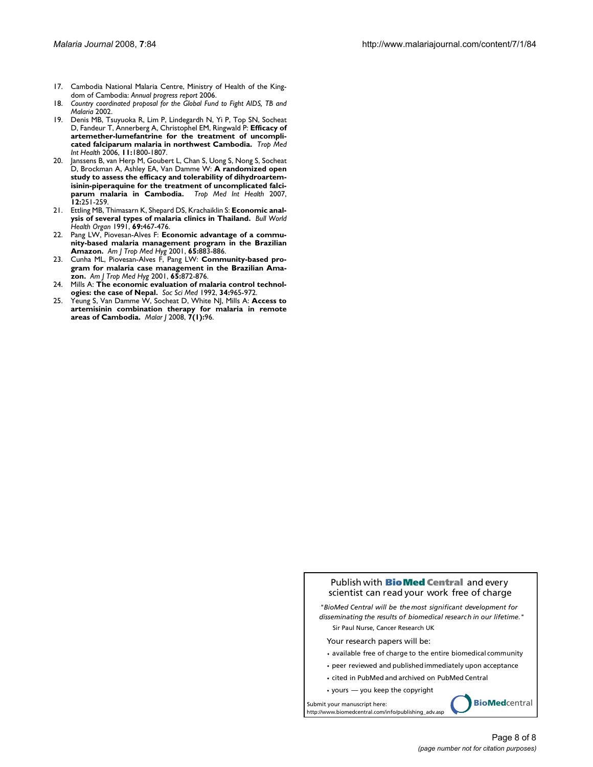17. Cambodia National Malaria Centre, Ministry of Health of the Kingdom of Cambodia: *Annual progress report* 2006.
18. *Country coordinated proposal for the Global Fund to Fight AIDS, TB and Malaria* 2002.
19. Denis MB, Tsuyuoka R, Lim P, Lindegardh N, Yi P, Top SN, Socheat D, Fandeur T, Annerberg A, Christophel EM, Ringwald P: **Efficacy of artemether-lumefantrine for the treatment of uncomplicated falciparum malaria in northwest Cambodia.** *Trop Med Int Health* 2006, **11:**1800-1807.
20. Janssens B, van Herp M, Goubert L, Chan S, Uong S, Nong S, Socheat D, Brockman A, Ashley EA, Van Damme W: **A randomized open study to assess the efficacy and tolerability of dihydroartemisinin-piperaquine for the treatment of uncomplicated falciparum malaria in Cambodia.** *Trop Med Int Health* 2007, **12:**251-259.
21. Ettling MB, Thimasarn K, Shepard DS, Krachaiklin S: **Economic analysis of several types of malaria clinics in Thailand.** *Bull World Health Organ* 1991, **69:**467-476.
22. Pang LW, Piovesan-Alves F: **Economic advantage of a community-based malaria management program in the Brazilian Amazon.** *Am J Trop Med Hyg* 2001, **65:**883-886.
23. Cunha ML, Piovesan-Alves F, Pang LW: **Community-based program for malaria case management in the Brazilian Amazon.** *Am J Trop Med Hyg* 2001, **65:**872-876.
24. Mills A: **The economic evaluation of malaria control technologies: the case of Nepal.** *Soc Sci Med* 1992, **34:**965-972.
25. Yeung S, Van Damme W, Socheat D, White NJ, Mills A: **Access to artemisinin combination therapy for malaria in remote areas of Cambodia.** *Malar J* 2008, **7(1):**96.

Publish with **BioMed Central** and every scientist can read your work free of charge

*"BioMed Central will be the most significant development for disseminating the results of biomedical research in our lifetime."*
Sir Paul Nurse, Cancer Research UK

Your research papers will be:

- available free of charge to the entire biomedical community
- peer reviewed and published immediately upon acceptance
- cited in PubMed and archived on PubMed Central
- yours — you keep the copyright

Submit your manuscript here:
http://www.biomedcentral.com/info/publishing_adv.asp

**BioMed**central